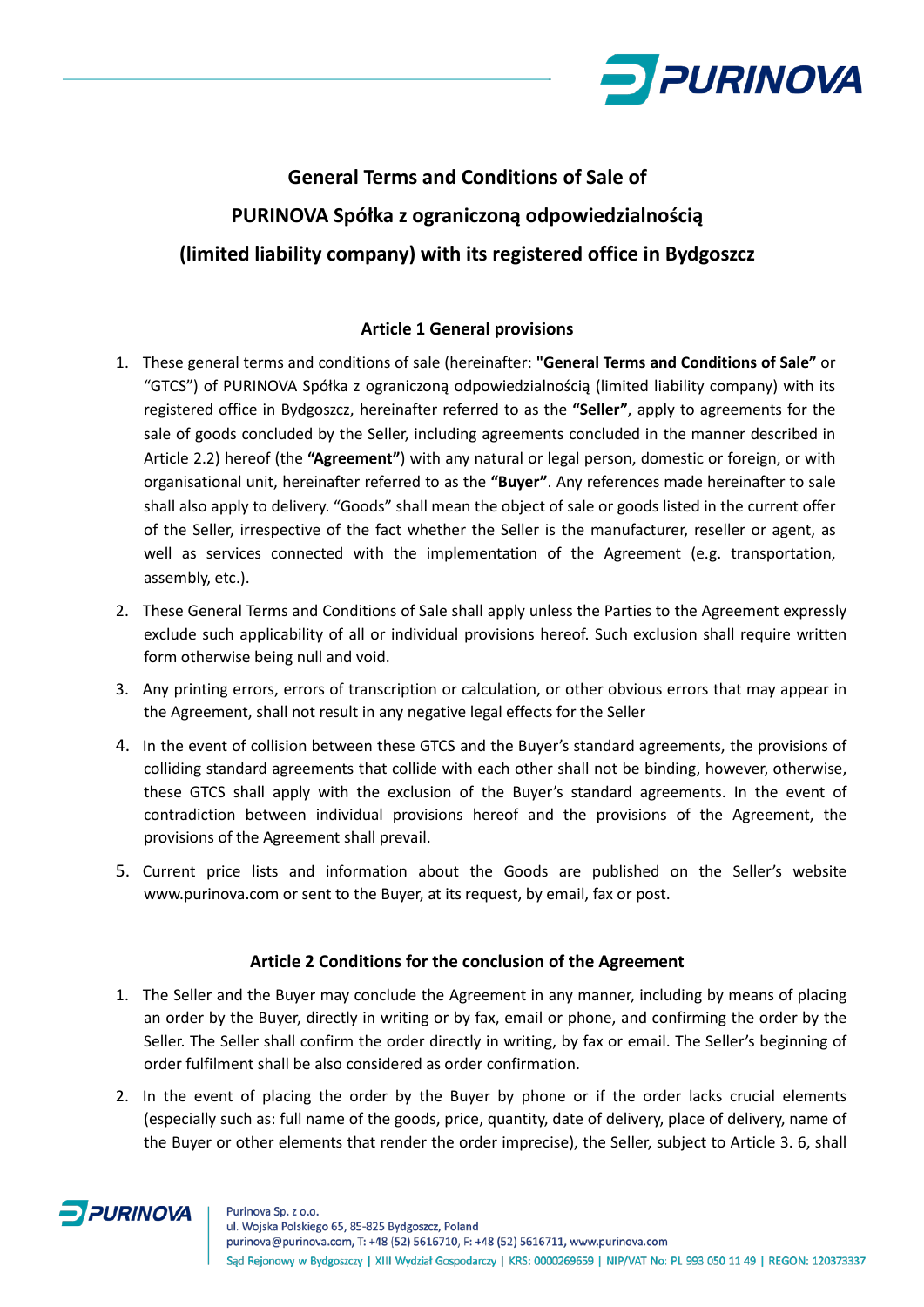# General Terms and Conditions of Sale of PURINOVA Spółka z ograniczoną odpowiedzialnością (limited liability company) with its registered office in Bydgoszcz

## Article 1 General provisions

1. These general terms and conditions of sale (hereinafter: **"General Terms and Conditions of Sale"** or "GTCS") of PURINOVA Spółka z ograniczoną odpowiedzialnością (limited liability company) with its registered office in Bydgoszcz, hereinafter referred to as the **"Seller"**, apply to agreements for the sale of goods concluded by the Seller, including agreements concluded in the manner described in Article 2.2) hereof (the **"Agreement"**) with any natural or legal person, domestic or foreign, or with organisational unit, hereinafter referred to as the **"Buyer"**. Any references made hereinafter to sale shall also apply to delivery. "Goods" shall mean the object of sale or goods listed in the current offer of the Seller, irrespective of the fact whether the Seller is the manufacturer, reseller or agent, as well as services connected with the implementation of the Agreement (e.g. transportation, assembly, etc.).
2. These General Terms and Conditions of Sale shall apply unless the Parties to the Agreement expressly exclude such applicability of all or individual provisions hereof. Such exclusion shall require written form otherwise being null and void.
3. Any printing errors, errors of transcription or calculation, or other obvious errors that may appear in the Agreement, shall not result in any negative legal effects for the Seller
4. In the event of collision between these GTCS and the Buyer's standard agreements, the provisions of colliding standard agreements that collide with each other shall not be binding, however, otherwise, these GTCS shall apply with the exclusion of the Buyer's standard agreements. In the event of contradiction between individual provisions hereof and the provisions of the Agreement, the provisions of the Agreement shall prevail.
5. Current price lists and information about the Goods are published on the Seller's website www.purinova.com or sent to the Buyer, at its request, by email, fax or post.

## Article 2 Conditions for the conclusion of the Agreement

1. The Seller and the Buyer may conclude the Agreement in any manner, including by means of placing an order by the Buyer, directly in writing or by fax, email or phone, and confirming the order by the Seller. The Seller shall confirm the order directly in writing, by fax or email. The Seller's beginning of order fulfilment shall be also considered as order confirmation.
2. In the event of placing the order by the Buyer by phone or if the order lacks crucial elements (especially such as: full name of the goods, price, quantity, date of delivery, place of delivery, name of the Buyer or other elements that render the order imprecise), the Seller, subject to Article 3. 6, shall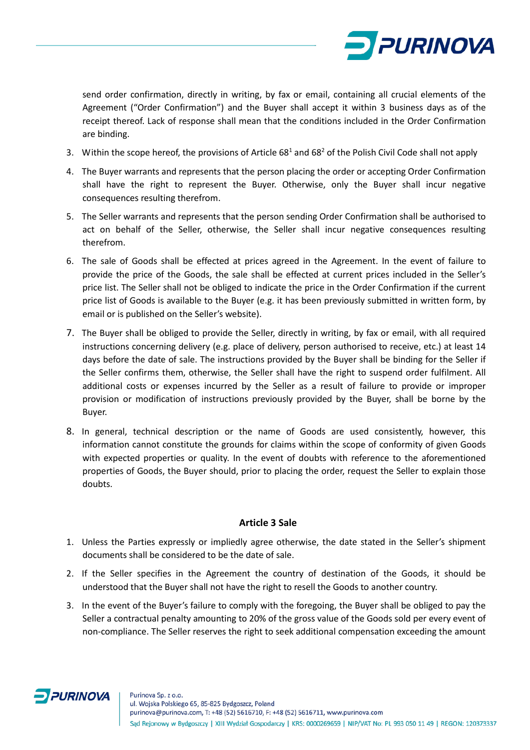send order confirmation, directly in writing, by fax or email, containing all crucial elements of the Agreement ("Order Confirmation") and the Buyer shall accept it within 3 business days as of the receipt thereof. Lack of response shall mean that the conditions included in the Order Confirmation are binding.

3. Within the scope hereof, the provisions of Article $68^1$ and $68^2$ of the Polish Civil Code shall not apply

4. The Buyer warrants and represents that the person placing the order or accepting Order Confirmation shall have the right to represent the Buyer. Otherwise, only the Buyer shall incur negative consequences resulting therefrom.

5. The Seller warrants and represents that the person sending Order Confirmation shall be authorised to act on behalf of the Seller, otherwise, the Seller shall incur negative consequences resulting therefrom.

6. The sale of Goods shall be effected at prices agreed in the Agreement. In the event of failure to provide the price of the Goods, the sale shall be effected at current prices included in the Seller's price list. The Seller shall not be obliged to indicate the price in the Order Confirmation if the current price list of Goods is available to the Buyer (e.g. it has been previously submitted in written form, by email or is published on the Seller's website).

7. The Buyer shall be obliged to provide the Seller, directly in writing, by fax or email, with all required instructions concerning delivery (e.g. place of delivery, person authorised to receive, etc.) at least 14 days before the date of sale. The instructions provided by the Buyer shall be binding for the Seller if the Seller confirms them, otherwise, the Seller shall have the right to suspend order fulfilment. All additional costs or expenses incurred by the Seller as a result of failure to provide or improper provision or modification of instructions previously provided by the Buyer, shall be borne by the Buyer.

8. In general, technical description or the name of Goods are used consistently, however, this information cannot constitute the grounds for claims within the scope of conformity of given Goods with expected properties or quality. In the event of doubts with reference to the aforementioned properties of Goods, the Buyer should, prior to placing the order, request the Seller to explain those doubts.

## Article 3 Sale

1. Unless the Parties expressly or impliedly agree otherwise, the date stated in the Seller's shipment documents shall be considered to be the date of sale.

2. If the Seller specifies in the Agreement the country of destination of the Goods, it should be understood that the Buyer shall not have the right to resell the Goods to another country.

3. In the event of the Buyer's failure to comply with the foregoing, the Buyer shall be obliged to pay the Seller a contractual penalty amounting to 20% of the gross value of the Goods sold per every event of non-compliance. The Seller reserves the right to seek additional compensation exceeding the amount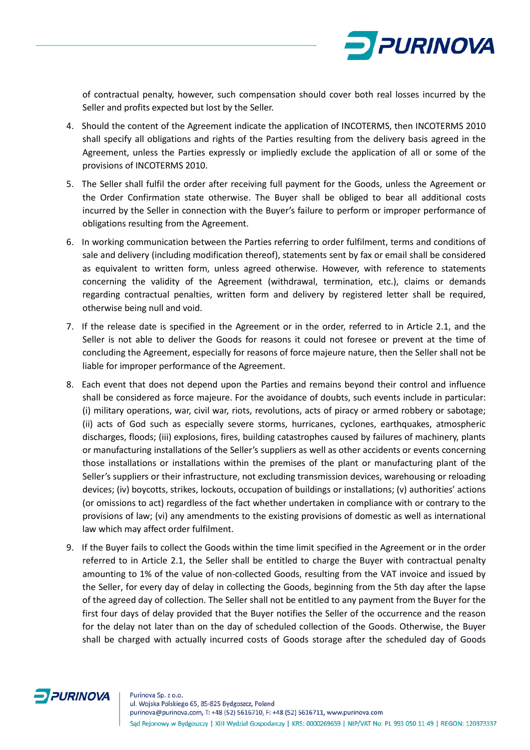of contractual penalty, however, such compensation should cover both real losses incurred by the Seller and profits expected but lost by the Seller.

4. Should the content of the Agreement indicate the application of INCOTERMS, then INCOTERMS 2010 shall specify all obligations and rights of the Parties resulting from the delivery basis agreed in the Agreement, unless the Parties expressly or impliedly exclude the application of all or some of the provisions of INCOTERMS 2010.

5. The Seller shall fulfil the order after receiving full payment for the Goods, unless the Agreement or the Order Confirmation state otherwise. The Buyer shall be obliged to bear all additional costs incurred by the Seller in connection with the Buyer's failure to perform or improper performance of obligations resulting from the Agreement.

6. In working communication between the Parties referring to order fulfilment, terms and conditions of sale and delivery (including modification thereof), statements sent by fax or email shall be considered as equivalent to written form, unless agreed otherwise. However, with reference to statements concerning the validity of the Agreement (withdrawal, termination, etc.), claims or demands regarding contractual penalties, written form and delivery by registered letter shall be required, otherwise being null and void.

7. If the release date is specified in the Agreement or in the order, referred to in Article 2.1, and the Seller is not able to deliver the Goods for reasons it could not foresee or prevent at the time of concluding the Agreement, especially for reasons of force majeure nature, then the Seller shall not be liable for improper performance of the Agreement.

8. Each event that does not depend upon the Parties and remains beyond their control and influence shall be considered as force majeure. For the avoidance of doubts, such events include in particular: (i) military operations, war, civil war, riots, revolutions, acts of piracy or armed robbery or sabotage; (ii) acts of God such as especially severe storms, hurricanes, cyclones, earthquakes, atmospheric discharges, floods; (iii) explosions, fires, building catastrophes caused by failures of machinery, plants or manufacturing installations of the Seller's suppliers as well as other accidents or events concerning those installations or installations within the premises of the plant or manufacturing plant of the Seller's suppliers or their infrastructure, not excluding transmission devices, warehousing or reloading devices; (iv) boycotts, strikes, lockouts, occupation of buildings or installations; (v) authorities' actions (or omissions to act) regardless of the fact whether undertaken in compliance with or contrary to the provisions of law; (vi) any amendments to the existing provisions of domestic as well as international law which may affect order fulfilment.

9. If the Buyer fails to collect the Goods within the time limit specified in the Agreement or in the order referred to in Article 2.1, the Seller shall be entitled to charge the Buyer with contractual penalty amounting to 1% of the value of non-collected Goods, resulting from the VAT invoice and issued by the Seller, for every day of delay in collecting the Goods, beginning from the 5th day after the lapse of the agreed day of collection. The Seller shall not be entitled to any payment from the Buyer for the first four days of delay provided that the Buyer notifies the Seller of the occurrence and the reason for the delay not later than on the day of scheduled collection of the Goods. Otherwise, the Buyer shall be charged with actually incurred costs of Goods storage after the scheduled day of Goods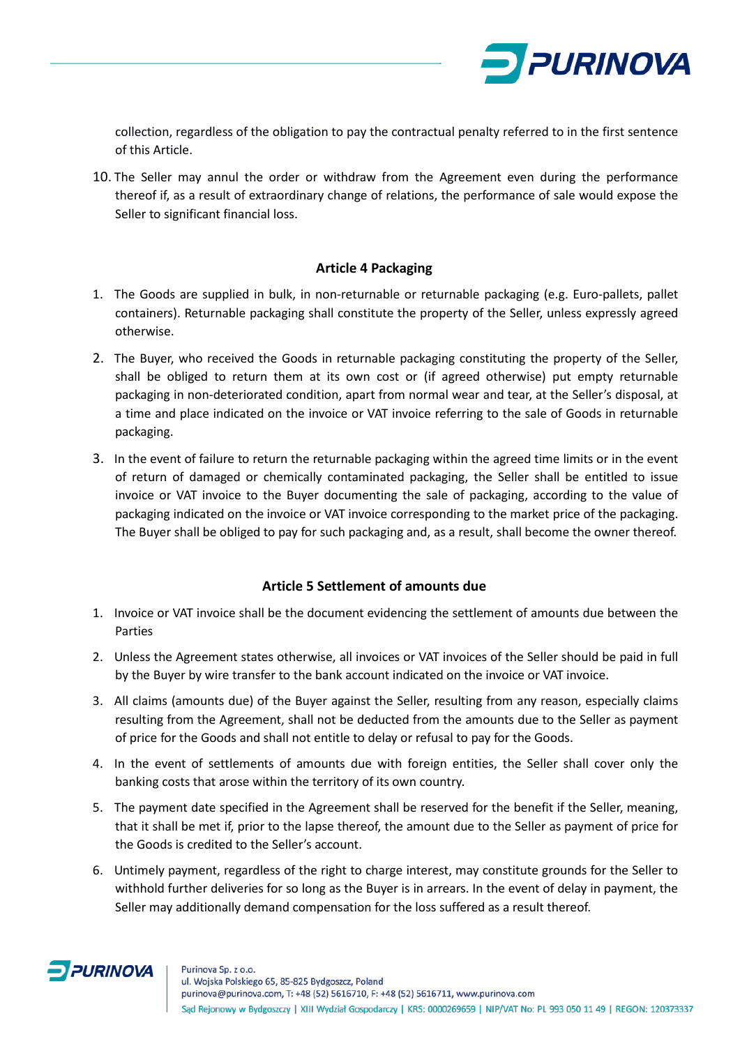collection, regardless of the obligation to pay the contractual penalty referred to in the first sentence of this Article.

10. The Seller may annul the order or withdraw from the Agreement even during the performance thereof if, as a result of extraordinary change of relations, the performance of sale would expose the Seller to significant financial loss.

## Article 4 Packaging

1. The Goods are supplied in bulk, in non-returnable or returnable packaging (e.g. Euro-pallets, pallet containers). Returnable packaging shall constitute the property of the Seller, unless expressly agreed otherwise.
2. The Buyer, who received the Goods in returnable packaging constituting the property of the Seller, shall be obliged to return them at its own cost or (if agreed otherwise) put empty returnable packaging in non-deteriorated condition, apart from normal wear and tear, at the Seller's disposal, at a time and place indicated on the invoice or VAT invoice referring to the sale of Goods in returnable packaging.
3. In the event of failure to return the returnable packaging within the agreed time limits or in the event of return of damaged or chemically contaminated packaging, the Seller shall be entitled to issue invoice or VAT invoice to the Buyer documenting the sale of packaging, according to the value of packaging indicated on the invoice or VAT invoice corresponding to the market price of the packaging. The Buyer shall be obliged to pay for such packaging and, as a result, shall become the owner thereof.

## Article 5 Settlement of amounts due

1. Invoice or VAT invoice shall be the document evidencing the settlement of amounts due between the Parties
2. Unless the Agreement states otherwise, all invoices or VAT invoices of the Seller should be paid in full by the Buyer by wire transfer to the bank account indicated on the invoice or VAT invoice.
3. All claims (amounts due) of the Buyer against the Seller, resulting from any reason, especially claims resulting from the Agreement, shall not be deducted from the amounts due to the Seller as payment of price for the Goods and shall not entitle to delay or refusal to pay for the Goods.
4. In the event of settlements of amounts due with foreign entities, the Seller shall cover only the banking costs that arose within the territory of its own country.
5. The payment date specified in the Agreement shall be reserved for the benefit if the Seller, meaning, that it shall be met if, prior to the lapse thereof, the amount due to the Seller as payment of price for the Goods is credited to the Seller's account.
6. Untimely payment, regardless of the right to charge interest, may constitute grounds for the Seller to withhold further deliveries for so long as the Buyer is in arrears. In the event of delay in payment, the Seller may additionally demand compensation for the loss suffered as a result thereof.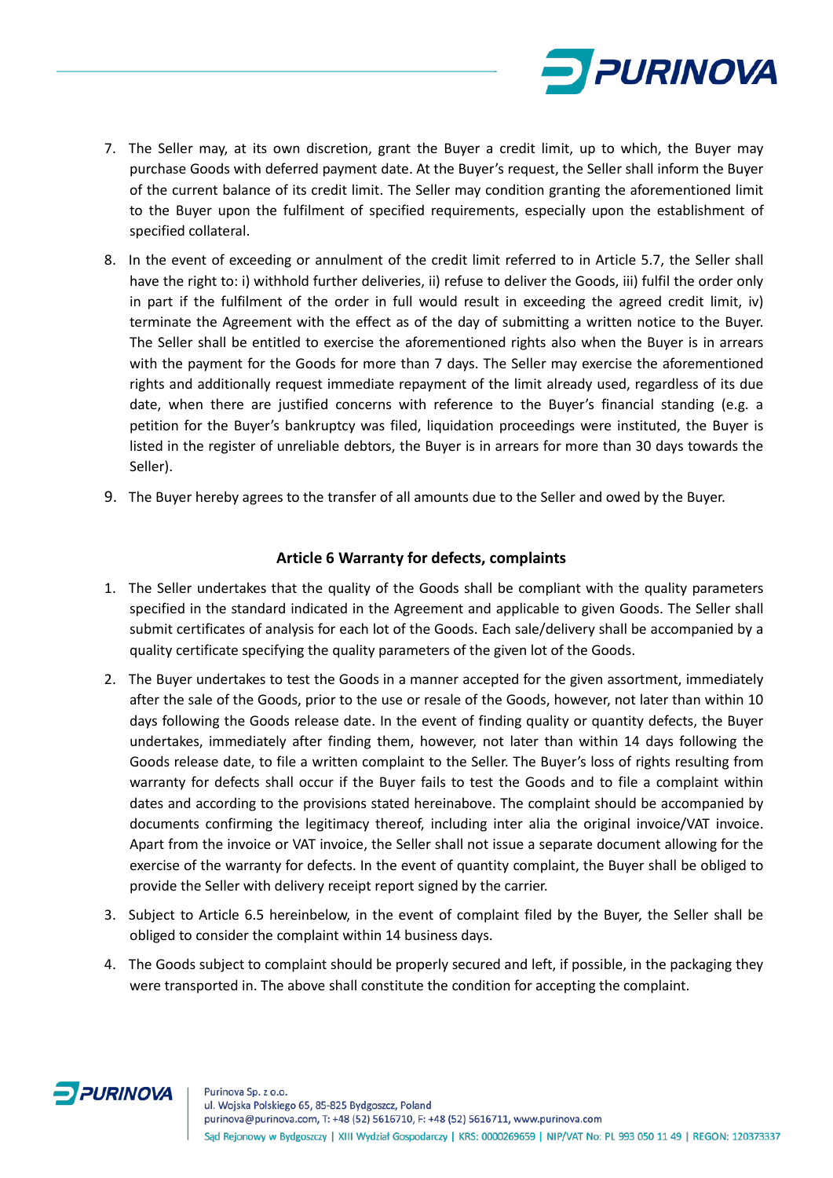7. The Seller may, at its own discretion, grant the Buyer a credit limit, up to which, the Buyer may purchase Goods with deferred payment date. At the Buyer's request, the Seller shall inform the Buyer of the current balance of its credit limit. The Seller may condition granting the aforementioned limit to the Buyer upon the fulfilment of specified requirements, especially upon the establishment of specified collateral.
8. In the event of exceeding or annulment of the credit limit referred to in Article 5.7, the Seller shall have the right to: i) withhold further deliveries, ii) refuse to deliver the Goods, iii) fulfil the order only in part if the fulfilment of the order in full would result in exceeding the agreed credit limit, iv) terminate the Agreement with the effect as of the day of submitting a written notice to the Buyer. The Seller shall be entitled to exercise the aforementioned rights also when the Buyer is in arrears with the payment for the Goods for more than 7 days. The Seller may exercise the aforementioned rights and additionally request immediate repayment of the limit already used, regardless of its due date, when there are justified concerns with reference to the Buyer's financial standing (e.g. a petition for the Buyer's bankruptcy was filed, liquidation proceedings were instituted, the Buyer is listed in the register of unreliable debtors, the Buyer is in arrears for more than 30 days towards the Seller).
9. The Buyer hereby agrees to the transfer of all amounts due to the Seller and owed by the Buyer.

## Article 6 Warranty for defects, complaints

1. The Seller undertakes that the quality of the Goods shall be compliant with the quality parameters specified in the standard indicated in the Agreement and applicable to given Goods. The Seller shall submit certificates of analysis for each lot of the Goods. Each sale/delivery shall be accompanied by a quality certificate specifying the quality parameters of the given lot of the Goods.
2. The Buyer undertakes to test the Goods in a manner accepted for the given assortment, immediately after the sale of the Goods, prior to the use or resale of the Goods, however, not later than within 10 days following the Goods release date. In the event of finding quality or quantity defects, the Buyer undertakes, immediately after finding them, however, not later than within 14 days following the Goods release date, to file a written complaint to the Seller. The Buyer's loss of rights resulting from warranty for defects shall occur if the Buyer fails to test the Goods and to file a complaint within dates and according to the provisions stated hereinabove. The complaint should be accompanied by documents confirming the legitimacy thereof, including inter alia the original invoice/VAT invoice. Apart from the invoice or VAT invoice, the Seller shall not issue a separate document allowing for the exercise of the warranty for defects. In the event of quantity complaint, the Buyer shall be obliged to provide the Seller with delivery receipt report signed by the carrier.
3. Subject to Article 6.5 hereinbelow, in the event of complaint filed by the Buyer, the Seller shall be obliged to consider the complaint within 14 business days.
4. The Goods subject to complaint should be properly secured and left, if possible, in the packaging they were transported in. The above shall constitute the condition for accepting the complaint.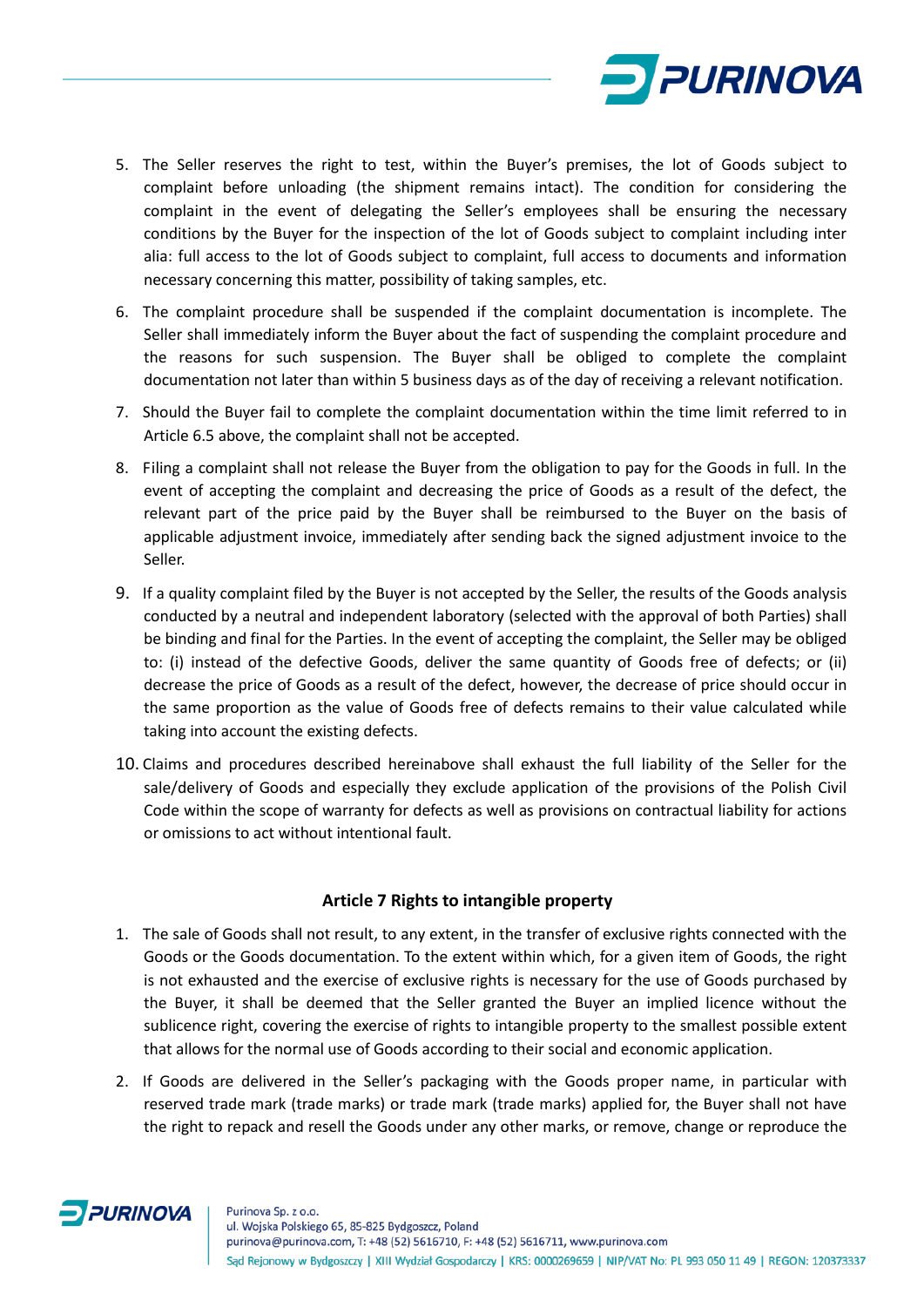5. The Seller reserves the right to test, within the Buyer's premises, the lot of Goods subject to complaint before unloading (the shipment remains intact). The condition for considering the complaint in the event of delegating the Seller's employees shall be ensuring the necessary conditions by the Buyer for the inspection of the lot of Goods subject to complaint including inter alia: full access to the lot of Goods subject to complaint, full access to documents and information necessary concerning this matter, possibility of taking samples, etc.
6. The complaint procedure shall be suspended if the complaint documentation is incomplete. The Seller shall immediately inform the Buyer about the fact of suspending the complaint procedure and the reasons for such suspension. The Buyer shall be obliged to complete the complaint documentation not later than within 5 business days as of the day of receiving a relevant notification.
7. Should the Buyer fail to complete the complaint documentation within the time limit referred to in Article 6.5 above, the complaint shall not be accepted.
8. Filing a complaint shall not release the Buyer from the obligation to pay for the Goods in full. In the event of accepting the complaint and decreasing the price of Goods as a result of the defect, the relevant part of the price paid by the Buyer shall be reimbursed to the Buyer on the basis of applicable adjustment invoice, immediately after sending back the signed adjustment invoice to the Seller.
9. If a quality complaint filed by the Buyer is not accepted by the Seller, the results of the Goods analysis conducted by a neutral and independent laboratory (selected with the approval of both Parties) shall be binding and final for the Parties. In the event of accepting the complaint, the Seller may be obliged to: (i) instead of the defective Goods, deliver the same quantity of Goods free of defects; or (ii) decrease the price of Goods as a result of the defect, however, the decrease of price should occur in the same proportion as the value of Goods free of defects remains to their value calculated while taking into account the existing defects.
10. Claims and procedures described hereinabove shall exhaust the full liability of the Seller for the sale/delivery of Goods and especially they exclude application of the provisions of the Polish Civil Code within the scope of warranty for defects as well as provisions on contractual liability for actions or omissions to act without intentional fault.

## Article 7 Rights to intangible property

1. The sale of Goods shall not result, to any extent, in the transfer of exclusive rights connected with the Goods or the Goods documentation. To the extent within which, for a given item of Goods, the right is not exhausted and the exercise of exclusive rights is necessary for the use of Goods purchased by the Buyer, it shall be deemed that the Seller granted the Buyer an implied licence without the sublicence right, covering the exercise of rights to intangible property to the smallest possible extent that allows for the normal use of Goods according to their social and economic application.
2. If Goods are delivered in the Seller's packaging with the Goods proper name, in particular with reserved trade mark (trade marks) or trade mark (trade marks) applied for, the Buyer shall not have the right to repack and resell the Goods under any other marks, or remove, change or reproduce the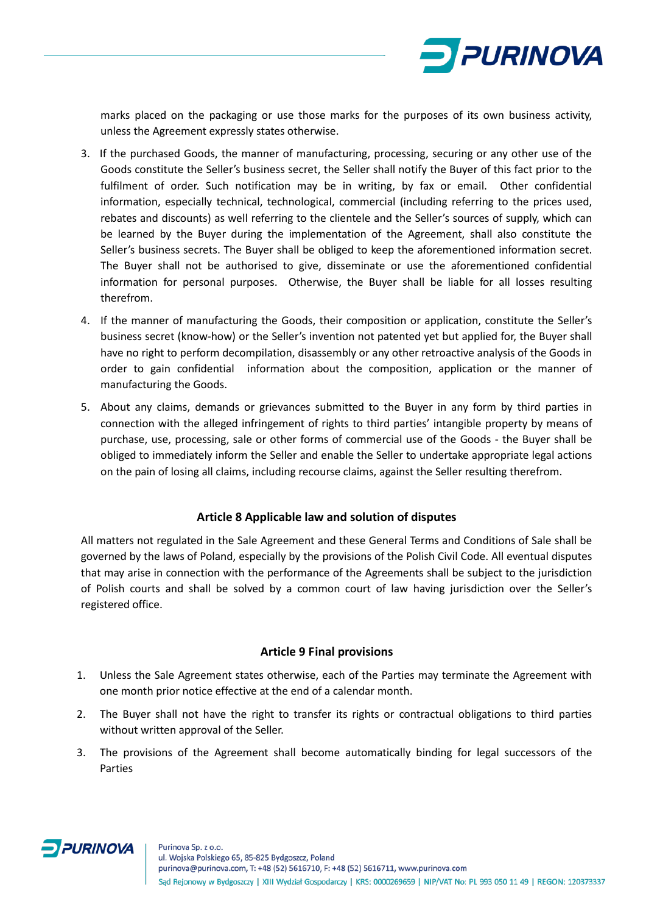marks placed on the packaging or use those marks for the purposes of its own business activity, unless the Agreement expressly states otherwise.

3. If the purchased Goods, the manner of manufacturing, processing, securing or any other use of the Goods constitute the Seller's business secret, the Seller shall notify the Buyer of this fact prior to the fulfilment of order. Such notification may be in writing, by fax or email. Other confidential information, especially technical, technological, commercial (including referring to the prices used, rebates and discounts) as well referring to the clientele and the Seller's sources of supply, which can be learned by the Buyer during the implementation of the Agreement, shall also constitute the Seller's business secrets. The Buyer shall be obliged to keep the aforementioned information secret. The Buyer shall not be authorised to give, disseminate or use the aforementioned confidential information for personal purposes. Otherwise, the Buyer shall be liable for all losses resulting therefrom.
4. If the manner of manufacturing the Goods, their composition or application, constitute the Seller's business secret (know-how) or the Seller's invention not patented yet but applied for, the Buyer shall have no right to perform decompilation, disassembly or any other retroactive analysis of the Goods in order to gain confidential information about the composition, application or the manner of manufacturing the Goods.
5. About any claims, demands or grievances submitted to the Buyer in any form by third parties in connection with the alleged infringement of rights to third parties' intangible property by means of purchase, use, processing, sale or other forms of commercial use of the Goods - the Buyer shall be obliged to immediately inform the Seller and enable the Seller to undertake appropriate legal actions on the pain of losing all claims, including recourse claims, against the Seller resulting therefrom.

## Article 8 Applicable law and solution of disputes

All matters not regulated in the Sale Agreement and these General Terms and Conditions of Sale shall be governed by the laws of Poland, especially by the provisions of the Polish Civil Code. All eventual disputes that may arise in connection with the performance of the Agreements shall be subject to the jurisdiction of Polish courts and shall be solved by a common court of law having jurisdiction over the Seller's registered office.

## Article 9 Final provisions

1. Unless the Sale Agreement states otherwise, each of the Parties may terminate the Agreement with one month prior notice effective at the end of a calendar month.
2. The Buyer shall not have the right to transfer its rights or contractual obligations to third parties without written approval of the Seller.
3. The provisions of the Agreement shall become automatically binding for legal successors of the Parties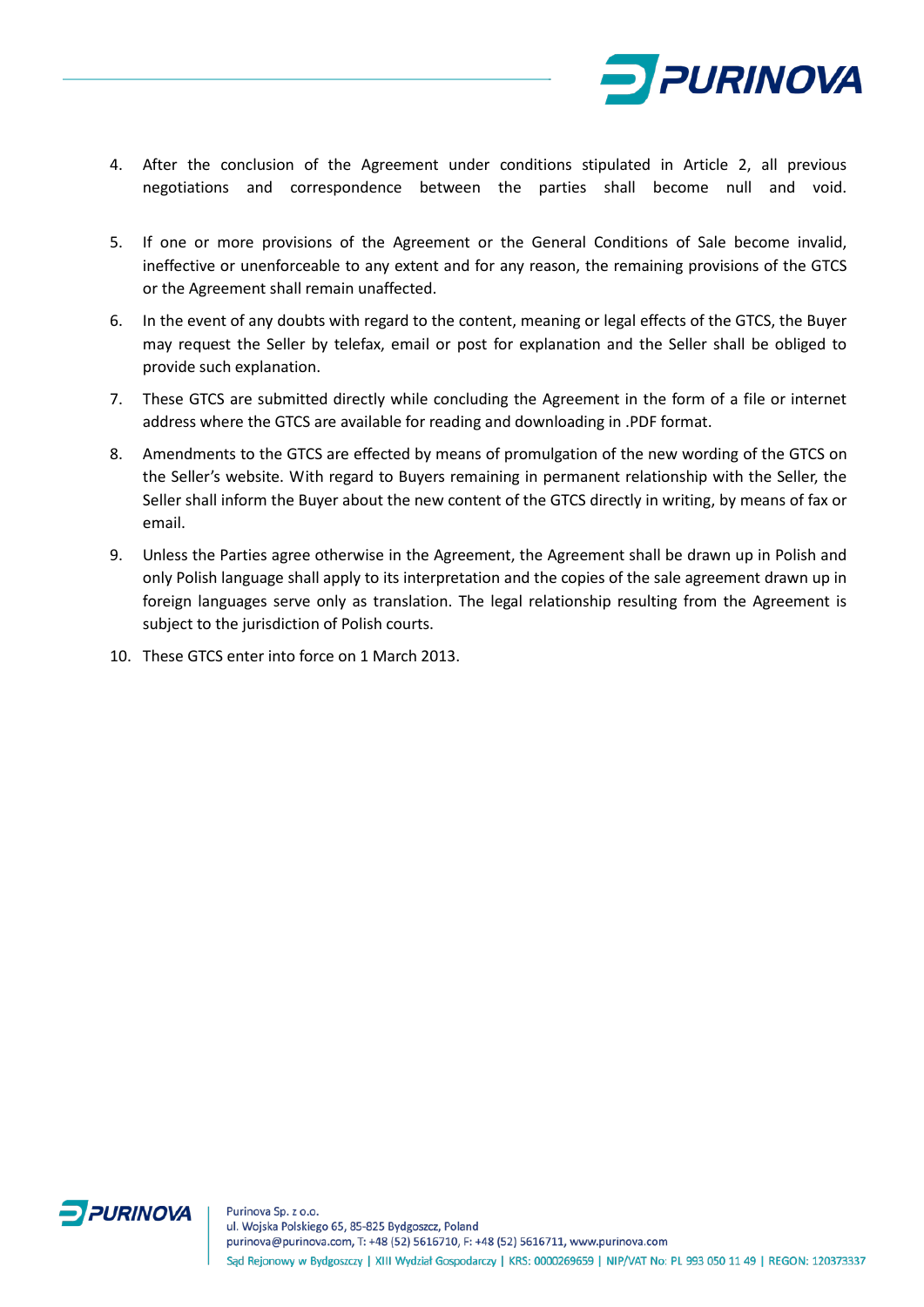4. After the conclusion of the Agreement under conditions stipulated in Article 2, all previous negotiations and correspondence between the parties shall become null and void.

5. If one or more provisions of the Agreement or the General Conditions of Sale become invalid, ineffective or unenforceable to any extent and for any reason, the remaining provisions of the GTCS or the Agreement shall remain unaffected.

6. In the event of any doubts with regard to the content, meaning or legal effects of the GTCS, the Buyer may request the Seller by telefax, email or post for explanation and the Seller shall be obliged to provide such explanation.

7. These GTCS are submitted directly while concluding the Agreement in the form of a file or internet address where the GTCS are available for reading and downloading in .PDF format.

8. Amendments to the GTCS are effected by means of promulgation of the new wording of the GTCS on the Seller's website. With regard to Buyers remaining in permanent relationship with the Seller, the Seller shall inform the Buyer about the new content of the GTCS directly in writing, by means of fax or email.

9. Unless the Parties agree otherwise in the Agreement, the Agreement shall be drawn up in Polish and only Polish language shall apply to its interpretation and the copies of the sale agreement drawn up in foreign languages serve only as translation. The legal relationship resulting from the Agreement is subject to the jurisdiction of Polish courts.

10. These GTCS enter into force on 1 March 2013.